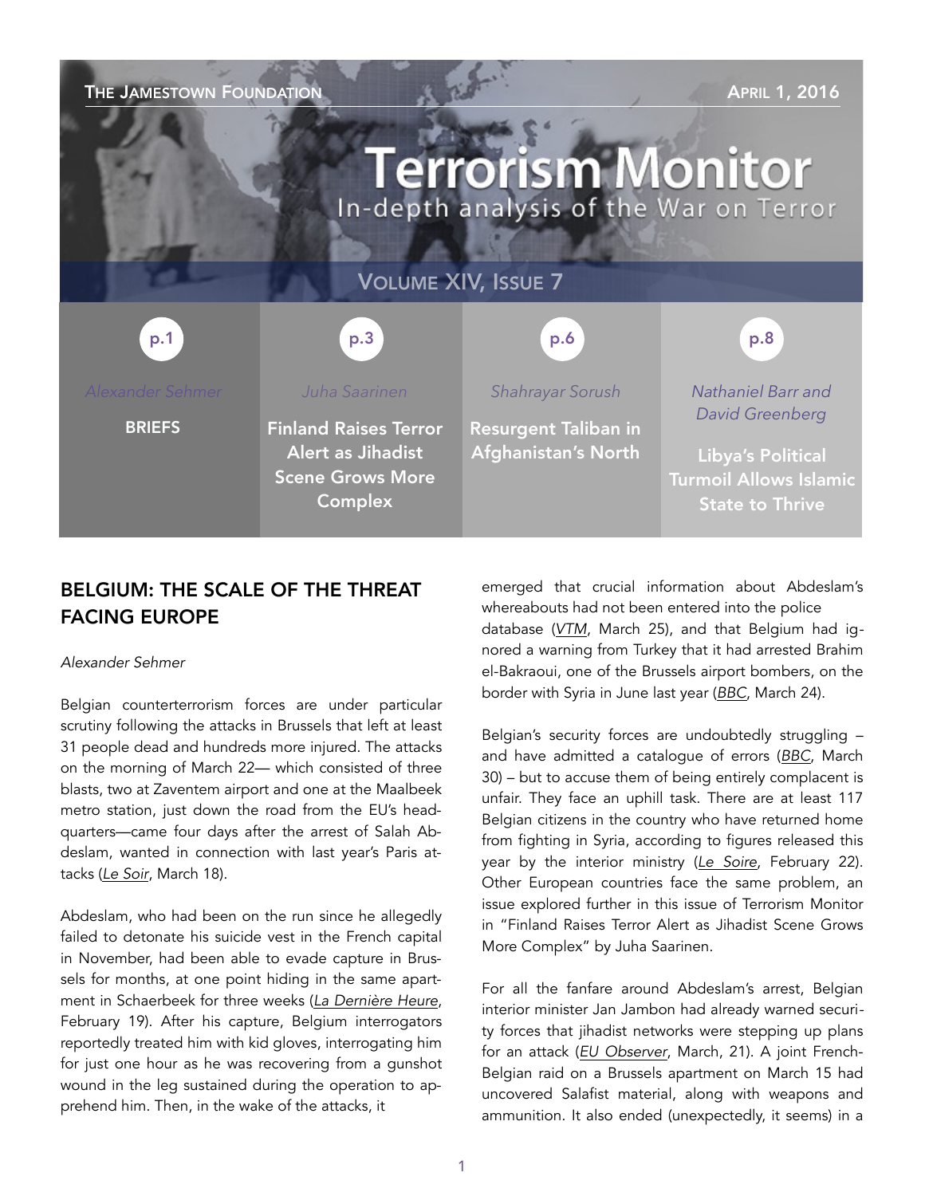THE JAMESTOWN FOUNDATION — APRIL 1, 2016

# Terrorism Monitor

In-depth analysis of the War on Terror

VOLUME XIV, ISSUE 7

| p.1 | p.3 | p.6 | p.8 |
|---|---|---|---|
| *Alexander Sehmer* | *Juha Saarinen* | *Shahrayar Sorush* | *Nathaniel Barr and David Greenberg* |
| BRIEFS | Finland Raises Terror Alert as Jihadist Scene Grows More Complex | Resurgent Taliban in Afghanistan's North | Libya's Political Turmoil Allows Islamic State to Thrive |

## BELGIUM: THE SCALE OF THE THREAT FACING EUROPE

*Alexander Sehmer*

Belgian counterterrorism forces are under particular scrutiny following the attacks in Brussels that left at least 31 people dead and hundreds more injured. The attacks on the morning of March 22— which consisted of three blasts, two at Zaventem airport and one at the Maalbeek metro station, just down the road from the EU's headquarters—came four days after the arrest of Salah Abdeslam, wanted in connection with last year's Paris attacks (*Le Soir*, March 18).

Abdeslam, who had been on the run since he allegedly failed to detonate his suicide vest in the French capital in November, had been able to evade capture in Brussels for months, at one point hiding in the same apartment in Schaerbeek for three weeks (*La Dernière Heure*, February 19). After his capture, Belgium interrogators reportedly treated him with kid gloves, interrogating him for just one hour as he was recovering from a gunshot wound in the leg sustained during the operation to apprehend him. Then, in the wake of the attacks, it emerged that crucial information about Abdeslam's whereabouts had not been entered into the police database (*VTM*, March 25), and that Belgium had ignored a warning from Turkey that it had arrested Brahim el-Bakraoui, one of the Brussels airport bombers, on the border with Syria in June last year (*BBC*, March 24).

Belgian's security forces are undoubtedly struggling – and have admitted a catalogue of errors (*BBC*, March 30) – but to accuse them of being entirely complacent is unfair. They face an uphill task. There are at least 117 Belgian citizens in the country who have returned home from fighting in Syria, according to figures released this year by the interior ministry (*Le Soire*, February 22). Other European countries face the same problem, an issue explored further in this issue of Terrorism Monitor in "Finland Raises Terror Alert as Jihadist Scene Grows More Complex" by Juha Saarinen.

For all the fanfare around Abdeslam's arrest, Belgian interior minister Jan Jambon had already warned security forces that jihadist networks were stepping up plans for an attack (*EU Observer*, March, 21). A joint French-Belgian raid on a Brussels apartment on March 15 had uncovered Salafist material, along with weapons and ammunition. It also ended (unexpectedly, it seems) in a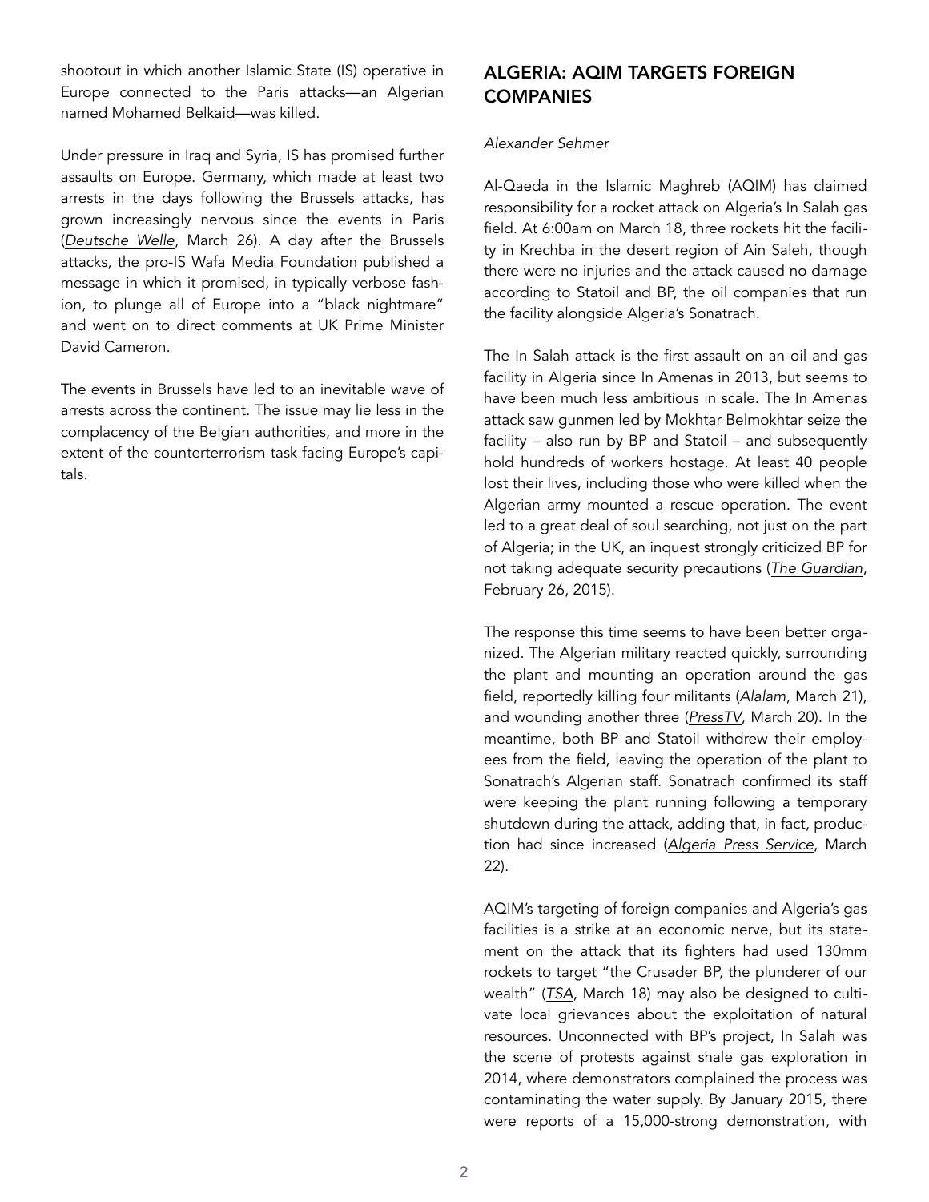shootout in which another Islamic State (IS) operative in Europe connected to the Paris attacks—an Algerian named Mohamed Belkaid—was killed.

Under pressure in Iraq and Syria, IS has promised further assaults on Europe. Germany, which made at least two arrests in the days following the Brussels attacks, has grown increasingly nervous since the events in Paris (*Deutsche Welle*, March 26). A day after the Brussels attacks, the pro-IS Wafa Media Foundation published a message in which it promised, in typically verbose fashion, to plunge all of Europe into a "black nightmare" and went on to direct comments at UK Prime Minister David Cameron.

The events in Brussels have led to an inevitable wave of arrests across the continent. The issue may lie less in the complacency of the Belgian authorities, and more in the extent of the counterterrorism task facing Europe's capitals.

## ALGERIA: AQIM TARGETS FOREIGN COMPANIES

*Alexander Sehmer*

Al-Qaeda in the Islamic Maghreb (AQIM) has claimed responsibility for a rocket attack on Algeria's In Salah gas field. At 6:00am on March 18, three rockets hit the facility in Krechba in the desert region of Ain Saleh, though there were no injuries and the attack caused no damage according to Statoil and BP, the oil companies that run the facility alongside Algeria's Sonatrach.

The In Salah attack is the first assault on an oil and gas facility in Algeria since In Amenas in 2013, but seems to have been much less ambitious in scale. The In Amenas attack saw gunmen led by Mokhtar Belmokhtar seize the facility – also run by BP and Statoil – and subsequently hold hundreds of workers hostage. At least 40 people lost their lives, including those who were killed when the Algerian army mounted a rescue operation. The event led to a great deal of soul searching, not just on the part of Algeria; in the UK, an inquest strongly criticized BP for not taking adequate security precautions (*The Guardian*, February 26, 2015).

The response this time seems to have been better organized. The Algerian military reacted quickly, surrounding the plant and mounting an operation around the gas field, reportedly killing four militants (*Alalam*, March 21), and wounding another three (*PressTV*, March 20). In the meantime, both BP and Statoil withdrew their employees from the field, leaving the operation of the plant to Sonatrach's Algerian staff. Sonatrach confirmed its staff were keeping the plant running following a temporary shutdown during the attack, adding that, in fact, production had since increased (*Algeria Press Service*, March 22).

AQIM's targeting of foreign companies and Algeria's gas facilities is a strike at an economic nerve, but its statement on the attack that its fighters had used 130mm rockets to target "the Crusader BP, the plunderer of our wealth" (*TSA*, March 18) may also be designed to cultivate local grievances about the exploitation of natural resources. Unconnected with BP's project, In Salah was the scene of protests against shale gas exploration in 2014, where demonstrators complained the process was contaminating the water supply. By January 2015, there were reports of a 15,000-strong demonstration, with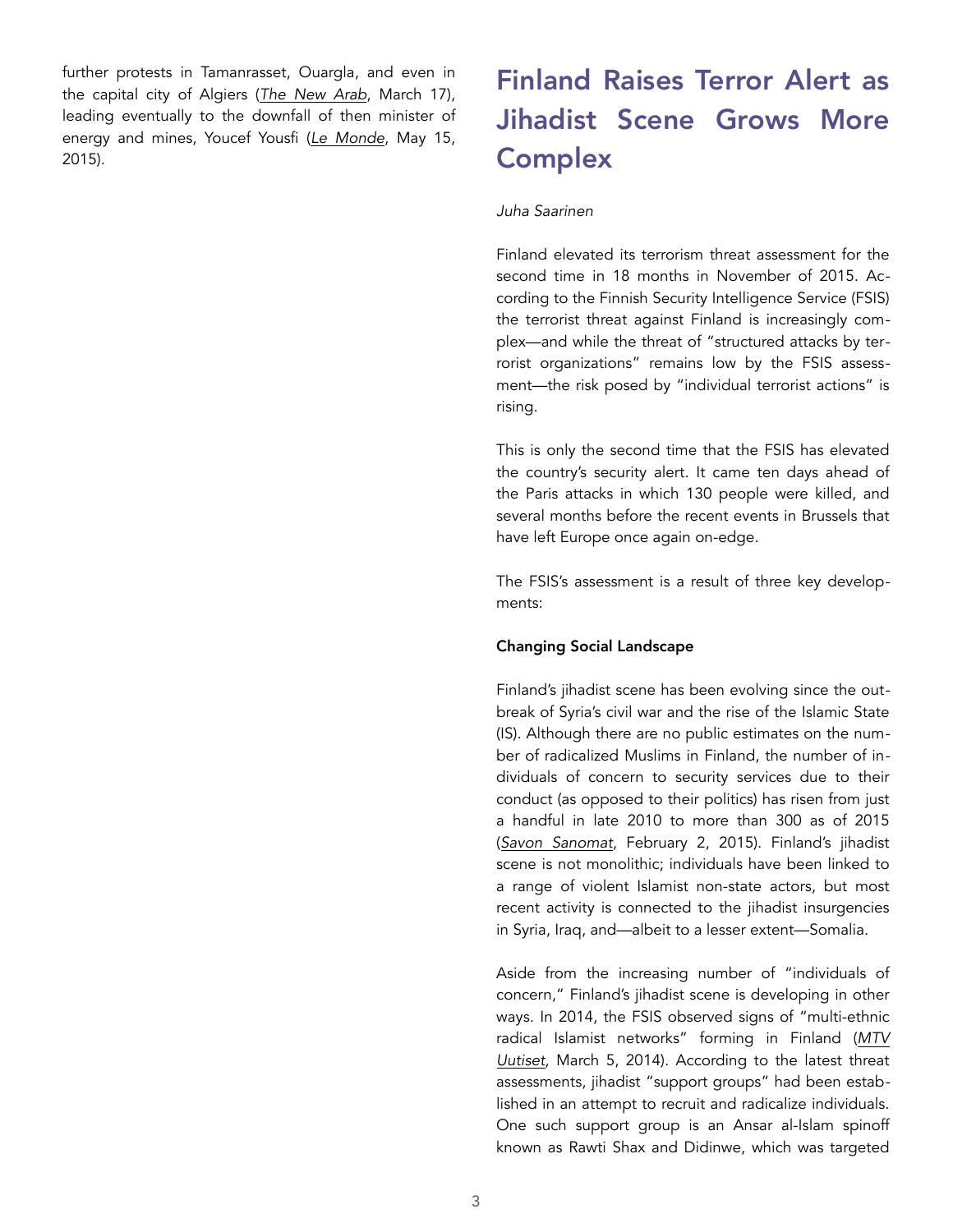further protests in Tamanrasset, Ouargla, and even in the capital city of Algiers (*The New Arab*, March 17), leading eventually to the downfall of then minister of energy and mines, Youcef Yousfi (*Le Monde*, May 15, 2015).

# Finland Raises Terror Alert as Jihadist Scene Grows More Complex

*Juha Saarinen*

Finland elevated its terrorism threat assessment for the second time in 18 months in November of 2015. According to the Finnish Security Intelligence Service (FSIS) the terrorist threat against Finland is increasingly complex—and while the threat of "structured attacks by terrorist organizations" remains low by the FSIS assessment—the risk posed by "individual terrorist actions" is rising.

This is only the second time that the FSIS has elevated the country's security alert. It came ten days ahead of the Paris attacks in which 130 people were killed, and several months before the recent events in Brussels that have left Europe once again on-edge.

The FSIS's assessment is a result of three key developments:

**Changing Social Landscape**

Finland's jihadist scene has been evolving since the outbreak of Syria's civil war and the rise of the Islamic State (IS). Although there are no public estimates on the number of radicalized Muslims in Finland, the number of individuals of concern to security services due to their conduct (as opposed to their politics) has risen from just a handful in late 2010 to more than 300 as of 2015 (*Savon Sanomat*, February 2, 2015). Finland's jihadist scene is not monolithic; individuals have been linked to a range of violent Islamist non-state actors, but most recent activity is connected to the jihadist insurgencies in Syria, Iraq, and—albeit to a lesser extent—Somalia.

Aside from the increasing number of "individuals of concern," Finland's jihadist scene is developing in other ways. In 2014, the FSIS observed signs of "multi-ethnic radical Islamist networks" forming in Finland (*MTV Uutiset*, March 5, 2014). According to the latest threat assessments, jihadist "support groups" had been established in an attempt to recruit and radicalize individuals. One such support group is an Ansar al-Islam spinoff known as Rawti Shax and Didinwe, which was targeted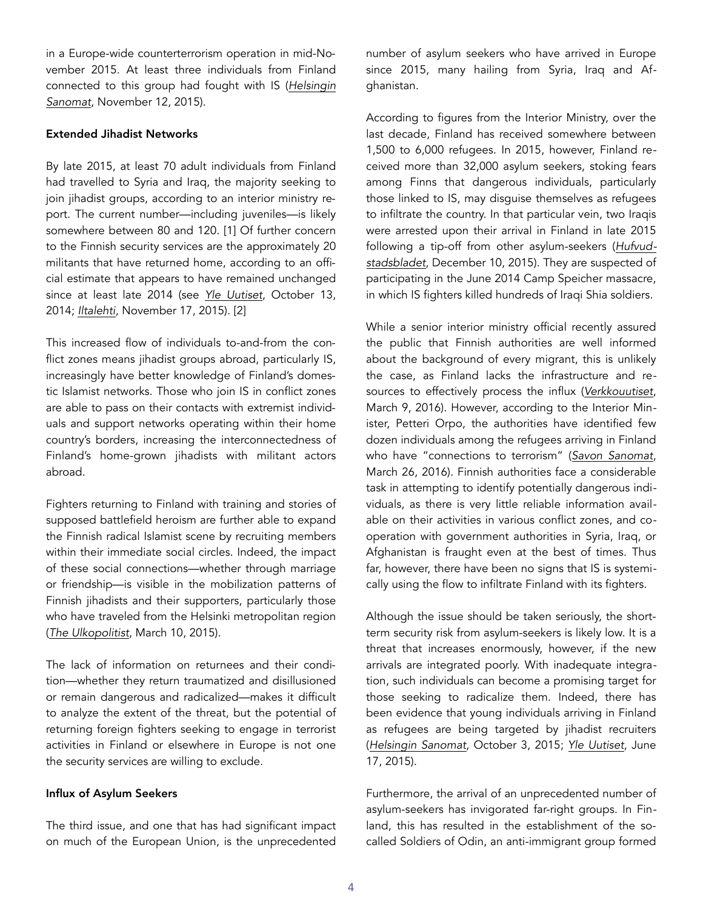in a Europe-wide counterterrorism operation in mid-November 2015. At least three individuals from Finland connected to this group had fought with IS (*Helsingin Sanomat*, November 12, 2015).

**Extended Jihadist Networks**

By late 2015, at least 70 adult individuals from Finland had travelled to Syria and Iraq, the majority seeking to join jihadist groups, according to an interior ministry report. The current number—including juveniles—is likely somewhere between 80 and 120. [1] Of further concern to the Finnish security services are the approximately 20 militants that have returned home, according to an official estimate that appears to have remained unchanged since at least late 2014 (see *Yle Uutiset*, October 13, 2014; *Iltalehti*, November 17, 2015). [2]

This increased flow of individuals to-and-from the conflict zones means jihadist groups abroad, particularly IS, increasingly have better knowledge of Finland's domestic Islamist networks. Those who join IS in conflict zones are able to pass on their contacts with extremist individuals and support networks operating within their home country's borders, increasing the interconnectedness of Finland's home-grown jihadists with militant actors abroad.

Fighters returning to Finland with training and stories of supposed battlefield heroism are further able to expand the Finnish radical Islamist scene by recruiting members within their immediate social circles. Indeed, the impact of these social connections—whether through marriage or friendship—is visible in the mobilization patterns of Finnish jihadists and their supporters, particularly those who have traveled from the Helsinki metropolitan region (*The Ulkopolitist*, March 10, 2015).

The lack of information on returnees and their condition—whether they return traumatized and disillusioned or remain dangerous and radicalized—makes it difficult to analyze the extent of the threat, but the potential of returning foreign fighters seeking to engage in terrorist activities in Finland or elsewhere in Europe is not one the security services are willing to exclude.

**Influx of Asylum Seekers**

The third issue, and one that has had significant impact on much of the European Union, is the unprecedented number of asylum seekers who have arrived in Europe since 2015, many hailing from Syria, Iraq and Afghanistan.

According to figures from the Interior Ministry, over the last decade, Finland has received somewhere between 1,500 to 6,000 refugees. In 2015, however, Finland received more than 32,000 asylum seekers, stoking fears among Finns that dangerous individuals, particularly those linked to IS, may disguise themselves as refugees to infiltrate the country. In that particular vein, two Iraqis were arrested upon their arrival in Finland in late 2015 following a tip-off from other asylum-seekers (*Hufvudstadsbladet*, December 10, 2015). They are suspected of participating in the June 2014 Camp Speicher massacre, in which IS fighters killed hundreds of Iraqi Shia soldiers.

While a senior interior ministry official recently assured the public that Finnish authorities are well informed about the background of every migrant, this is unlikely the case, as Finland lacks the infrastructure and resources to effectively process the influx (*Verkkouutiset*, March 9, 2016). However, according to the Interior Minister, Petteri Orpo, the authorities have identified few dozen individuals among the refugees arriving in Finland who have "connections to terrorism" (*Savon Sanomat*, March 26, 2016). Finnish authorities face a considerable task in attempting to identify potentially dangerous individuals, as there is very little reliable information available on their activities in various conflict zones, and cooperation with government authorities in Syria, Iraq, or Afghanistan is fraught even at the best of times. Thus far, however, there have been no signs that IS is systemically using the flow to infiltrate Finland with its fighters.

Although the issue should be taken seriously, the short-term security risk from asylum-seekers is likely low. It is a threat that increases enormously, however, if the new arrivals are integrated poorly. With inadequate integration, such individuals can become a promising target for those seeking to radicalize them. Indeed, there has been evidence that young individuals arriving in Finland as refugees are being targeted by jihadist recruiters (*Helsingin Sanomat*, October 3, 2015; *Yle Uutiset*, June 17, 2015).

Furthermore, the arrival of an unprecedented number of asylum-seekers has invigorated far-right groups. In Finland, this has resulted in the establishment of the so-called Soldiers of Odin, an anti-immigrant group formed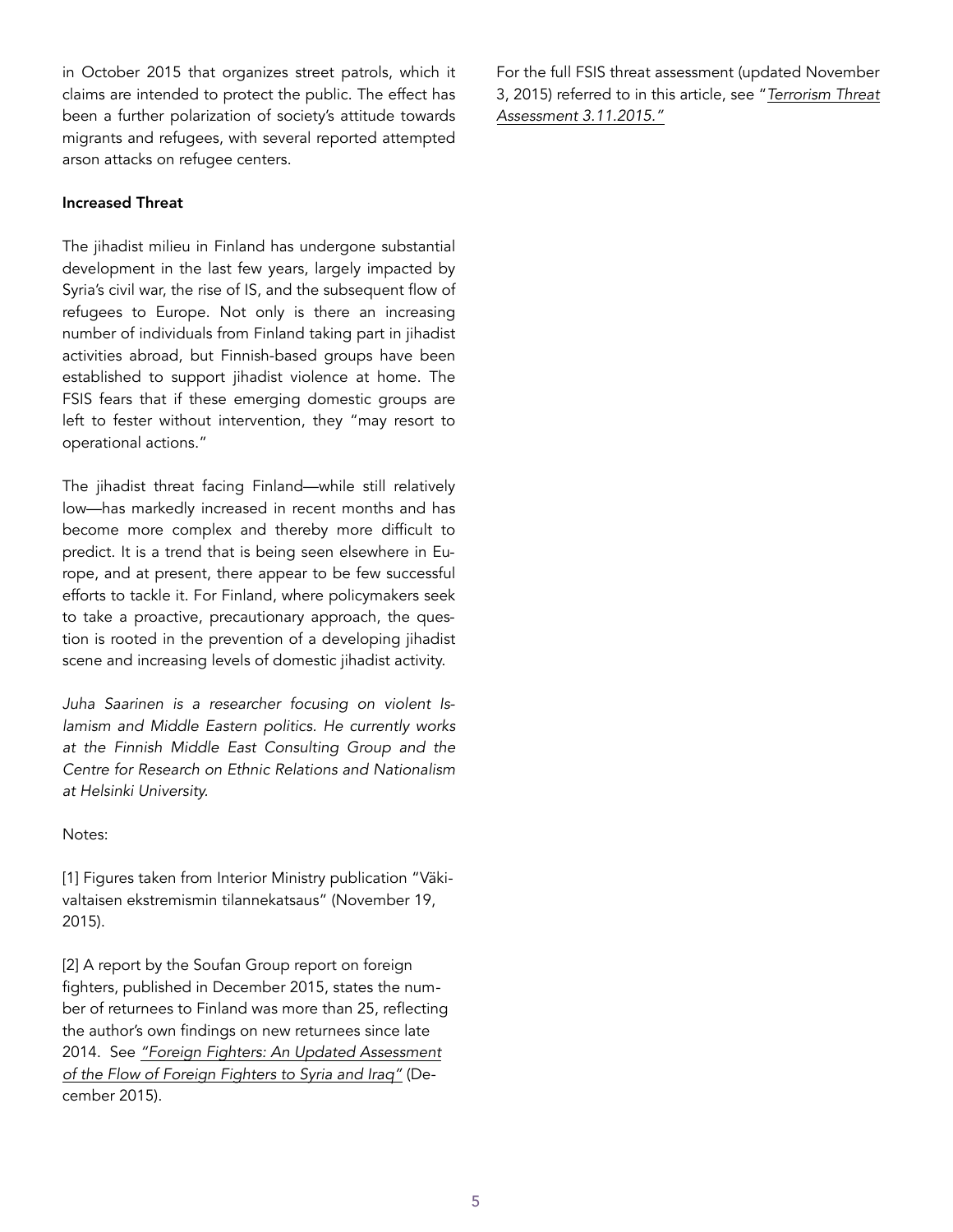in October 2015 that organizes street patrols, which it claims are intended to protect the public. The effect has been a further polarization of society's attitude towards migrants and refugees, with several reported attempted arson attacks on refugee centers.

**Increased Threat**

The jihadist milieu in Finland has undergone substantial development in the last few years, largely impacted by Syria's civil war, the rise of IS, and the subsequent flow of refugees to Europe. Not only is there an increasing number of individuals from Finland taking part in jihadist activities abroad, but Finnish-based groups have been established to support jihadist violence at home. The FSIS fears that if these emerging domestic groups are left to fester without intervention, they "may resort to operational actions."

The jihadist threat facing Finland—while still relatively low—has markedly increased in recent months and has become more complex and thereby more difficult to predict. It is a trend that is being seen elsewhere in Europe, and at present, there appear to be few successful efforts to tackle it. For Finland, where policymakers seek to take a proactive, precautionary approach, the question is rooted in the prevention of a developing jihadist scene and increasing levels of domestic jihadist activity.

*Juha Saarinen is a researcher focusing on violent Islamism and Middle Eastern politics. He currently works at the Finnish Middle East Consulting Group and the Centre for Research on Ethnic Relations and Nationalism at Helsinki University.*

Notes:

[1] Figures taken from Interior Ministry publication "Väkivaltaisen ekstremismin tilannekatsaus" (November 19, 2015).

[2] A report by the Soufan Group report on foreign fighters, published in December 2015, states the number of returnees to Finland was more than 25, reflecting the author's own findings on new returnees since late 2014. See *"Foreign Fighters: An Updated Assessment of the Flow of Foreign Fighters to Syria and Iraq"* (December 2015).

For the full FSIS threat assessment (updated November 3, 2015) referred to in this article, see "*Terrorism Threat Assessment 3.11.2015.*"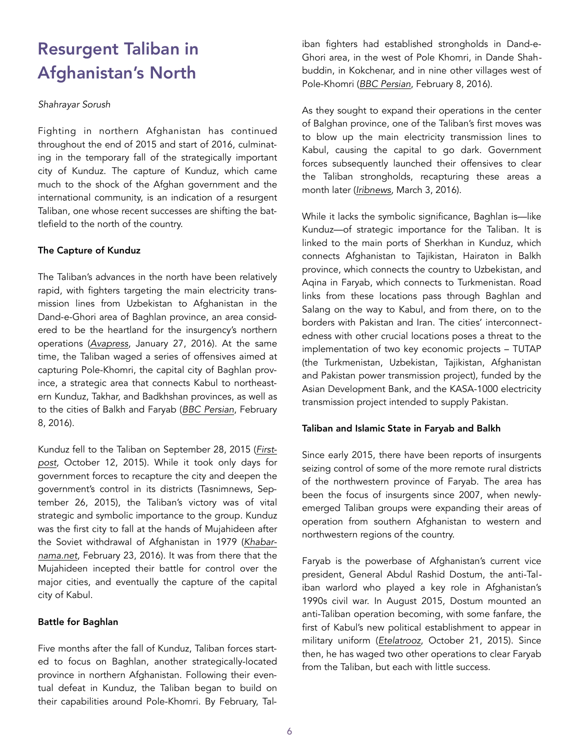# Resurgent Taliban in Afghanistan's North

*Shahrayar Sorush*

Fighting in northern Afghanistan has continued throughout the end of 2015 and start of 2016, culminating in the temporary fall of the strategically important city of Kunduz. The capture of Kunduz, which came much to the shock of the Afghan government and the international community, is an indication of a resurgent Taliban, one whose recent successes are shifting the battlefield to the north of the country.

**The Capture of Kunduz**

The Taliban's advances in the north have been relatively rapid, with fighters targeting the main electricity transmission lines from Uzbekistan to Afghanistan in the Dand-e-Ghori area of Baghlan province, an area considered to be the heartland for the insurgency's northern operations (*Avapress*, January 27, 2016). At the same time, the Taliban waged a series of offensives aimed at capturing Pole-Khomri, the capital city of Baghlan province, a strategic area that connects Kabul to northeastern Kunduz, Takhar, and Badkhshan provinces, as well as to the cities of Balkh and Faryab (*BBC Persian*, February 8, 2016).

Kunduz fell to the Taliban on September 28, 2015 (*Firstpost*, October 12, 2015). While it took only days for government forces to recapture the city and deepen the government's control in its districts (Tasnimnews, September 26, 2015), the Taliban's victory was of vital strategic and symbolic importance to the group. Kunduz was the first city to fall at the hands of Mujahideen after the Soviet withdrawal of Afghanistan in 1979 (*Khabarnama.net*, February 23, 2016). It was from there that the Mujahideen incepted their battle for control over the major cities, and eventually the capture of the capital city of Kabul.

**Battle for Baghlan**

Five months after the fall of Kunduz, Taliban forces started to focus on Baghlan, another strategically-located province in northern Afghanistan. Following their eventual defeat in Kunduz, the Taliban began to build on their capabilities around Pole-Khomri. By February, Taliban fighters had established strongholds in Dand-e-Ghori area, in the west of Pole Khomri, in Dande Shahbuddin, in Kokchenar, and in nine other villages west of Pole-Khomri (*BBC Persian*, February 8, 2016).

As they sought to expand their operations in the center of Balghan province, one of the Taliban's first moves was to blow up the main electricity transmission lines to Kabul, causing the capital to go dark. Government forces subsequently launched their offensives to clear the Taliban strongholds, recapturing these areas a month later (*Iribnews*, March 3, 2016).

While it lacks the symbolic significance, Baghlan is—like Kunduz—of strategic importance for the Taliban. It is linked to the main ports of Sherkhan in Kunduz, which connects Afghanistan to Tajikistan, Hairaton in Balkh province, which connects the country to Uzbekistan, and Aqina in Faryab, which connects to Turkmenistan. Road links from these locations pass through Baghlan and Salang on the way to Kabul, and from there, on to the borders with Pakistan and Iran. The cities' interconnectedness with other crucial locations poses a threat to the implementation of two key economic projects – TUTAP (the Turkmenistan, Uzbekistan, Tajikistan, Afghanistan and Pakistan power transmission project), funded by the Asian Development Bank, and the KASA-1000 electricity transmission project intended to supply Pakistan.

**Taliban and Islamic State in Faryab and Balkh**

Since early 2015, there have been reports of insurgents seizing control of some of the more remote rural districts of the northwestern province of Faryab. The area has been the focus of insurgents since 2007, when newly-emerged Taliban groups were expanding their areas of operation from southern Afghanistan to western and northwestern regions of the country.

Faryab is the powerbase of Afghanistan's current vice president, General Abdul Rashid Dostum, the anti-Taliban warlord who played a key role in Afghanistan's 1990s civil war. In August 2015, Dostum mounted an anti-Taliban operation becoming, with some fanfare, the first of Kabul's new political establishment to appear in military uniform (*Etelatrooz*, October 21, 2015). Since then, he has waged two other operations to clear Faryab from the Taliban, but each with little success.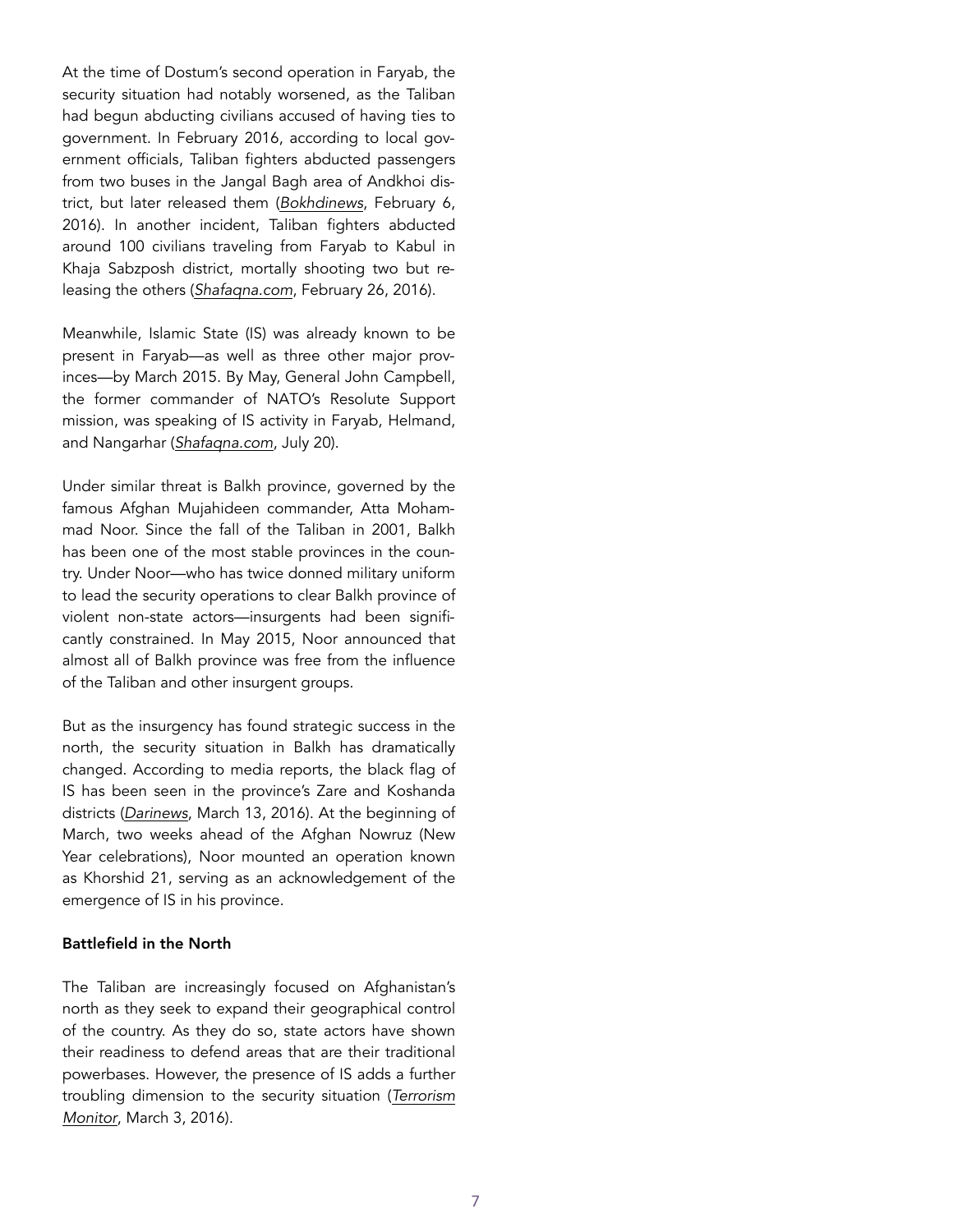At the time of Dostum's second operation in Faryab, the security situation had notably worsened, as the Taliban had begun abducting civilians accused of having ties to government. In February 2016, according to local government officials, Taliban fighters abducted passengers from two buses in the Jangal Bagh area of Andkhoi district, but later released them (*Bokhdinews*, February 6, 2016). In another incident, Taliban fighters abducted around 100 civilians traveling from Faryab to Kabul in Khaja Sabzposh district, mortally shooting two but releasing the others (*Shafaqna.com*, February 26, 2016).

Meanwhile, Islamic State (IS) was already known to be present in Faryab—as well as three other major provinces—by March 2015. By May, General John Campbell, the former commander of NATO's Resolute Support mission, was speaking of IS activity in Faryab, Helmand, and Nangarhar (*Shafaqna.com*, July 20).

Under similar threat is Balkh province, governed by the famous Afghan Mujahideen commander, Atta Mohammad Noor. Since the fall of the Taliban in 2001, Balkh has been one of the most stable provinces in the country. Under Noor—who has twice donned military uniform to lead the security operations to clear Balkh province of violent non-state actors—insurgents had been significantly constrained. In May 2015, Noor announced that almost all of Balkh province was free from the influence of the Taliban and other insurgent groups.

But as the insurgency has found strategic success in the north, the security situation in Balkh has dramatically changed. According to media reports, the black flag of IS has been seen in the province's Zare and Koshanda districts (*Darinews*, March 13, 2016). At the beginning of March, two weeks ahead of the Afghan Nowruz (New Year celebrations), Noor mounted an operation known as Khorshid 21, serving as an acknowledgement of the emergence of IS in his province.

**Battlefield in the North**

The Taliban are increasingly focused on Afghanistan's north as they seek to expand their geographical control of the country. As they do so, state actors have shown their readiness to defend areas that are their traditional powerbases. However, the presence of IS adds a further troubling dimension to the security situation (*Terrorism Monitor*, March 3, 2016).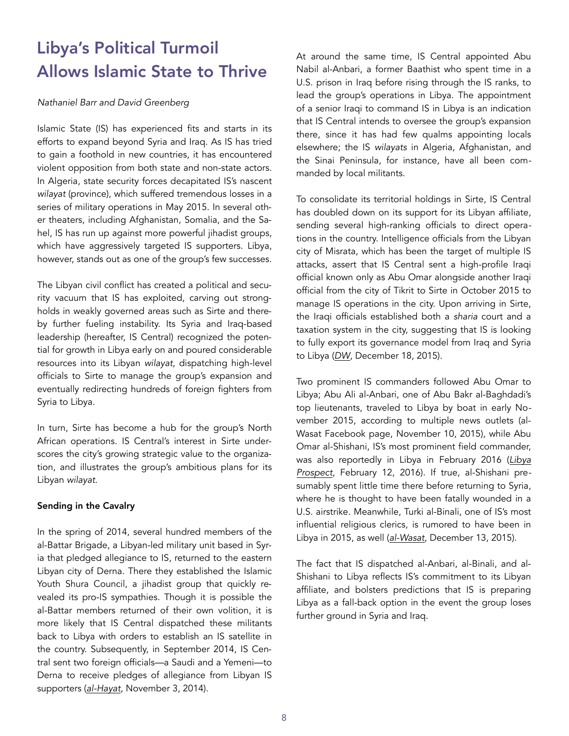# Libya's Political Turmoil Allows Islamic State to Thrive

*Nathaniel Barr and David Greenberg*

Islamic State (IS) has experienced fits and starts in its efforts to expand beyond Syria and Iraq. As IS has tried to gain a foothold in new countries, it has encountered violent opposition from both state and non-state actors. In Algeria, state security forces decapitated IS's nascent *wilayat* (province), which suffered tremendous losses in a series of military operations in May 2015. In several other theaters, including Afghanistan, Somalia, and the Sahel, IS has run up against more powerful jihadist groups, which have aggressively targeted IS supporters. Libya, however, stands out as one of the group's few successes.

The Libyan civil conflict has created a political and security vacuum that IS has exploited, carving out strongholds in weakly governed areas such as Sirte and thereby further fueling instability. Its Syria and Iraq-based leadership (hereafter, IS Central) recognized the potential for growth in Libya early on and poured considerable resources into its Libyan *wilayat,* dispatching high-level officials to Sirte to manage the group's expansion and eventually redirecting hundreds of foreign fighters from Syria to Libya.

In turn, Sirte has become a hub for the group's North African operations. IS Central's interest in Sirte underscores the city's growing strategic value to the organization, and illustrates the group's ambitious plans for its Libyan *wilayat.*

**Sending in the Cavalry**

In the spring of 2014, several hundred members of the al-Battar Brigade, a Libyan-led military unit based in Syria that pledged allegiance to IS, returned to the eastern Libyan city of Derna. There they established the Islamic Youth Shura Council, a jihadist group that quickly revealed its pro-IS sympathies. Though it is possible the al-Battar members returned of their own volition, it is more likely that IS Central dispatched these militants back to Libya with orders to establish an IS satellite in the country. Subsequently, in September 2014, IS Central sent two foreign officials—a Saudi and a Yemeni—to Derna to receive pledges of allegiance from Libyan IS supporters (*al-Hayat*, November 3, 2014).

At around the same time, IS Central appointed Abu Nabil al-Anbari, a former Baathist who spent time in a U.S. prison in Iraq before rising through the IS ranks, to lead the group's operations in Libya. The appointment of a senior Iraqi to command IS in Libya is an indication that IS Central intends to oversee the group's expansion there, since it has had few qualms appointing locals elsewhere; the IS *wilayats* in Algeria, Afghanistan, and the Sinai Peninsula, for instance, have all been commanded by local militants.

To consolidate its territorial holdings in Sirte, IS Central has doubled down on its support for its Libyan affiliate, sending several high-ranking officials to direct operations in the country. Intelligence officials from the Libyan city of Misrata, which has been the target of multiple IS attacks, assert that IS Central sent a high-profile Iraqi official known only as Abu Omar alongside another Iraqi official from the city of Tikrit to Sirte in October 2015 to manage IS operations in the city. Upon arriving in Sirte, the Iraqi officials established both a *sharia* court and a taxation system in the city, suggesting that IS is looking to fully export its governance model from Iraq and Syria to Libya (*DW*, December 18, 2015).

Two prominent IS commanders followed Abu Omar to Libya; Abu Ali al-Anbari, one of Abu Bakr al-Baghdadi's top lieutenants, traveled to Libya by boat in early November 2015, according to multiple news outlets (al-Wasat Facebook page, November 10, 2015), while Abu Omar al-Shishani, IS's most prominent field commander, was also reportedly in Libya in February 2016 (*Libya Prospect*, February 12, 2016). If true, al-Shishani presumably spent little time there before returning to Syria, where he is thought to have been fatally wounded in a U.S. airstrike. Meanwhile, Turki al-Binali, one of IS's most influential religious clerics, is rumored to have been in Libya in 2015, as well (*al-Wasat*, December 13, 2015).

The fact that IS dispatched al-Anbari, al-Binali, and al-Shishani to Libya reflects IS's commitment to its Libyan affiliate, and bolsters predictions that IS is preparing Libya as a fall-back option in the event the group loses further ground in Syria and Iraq.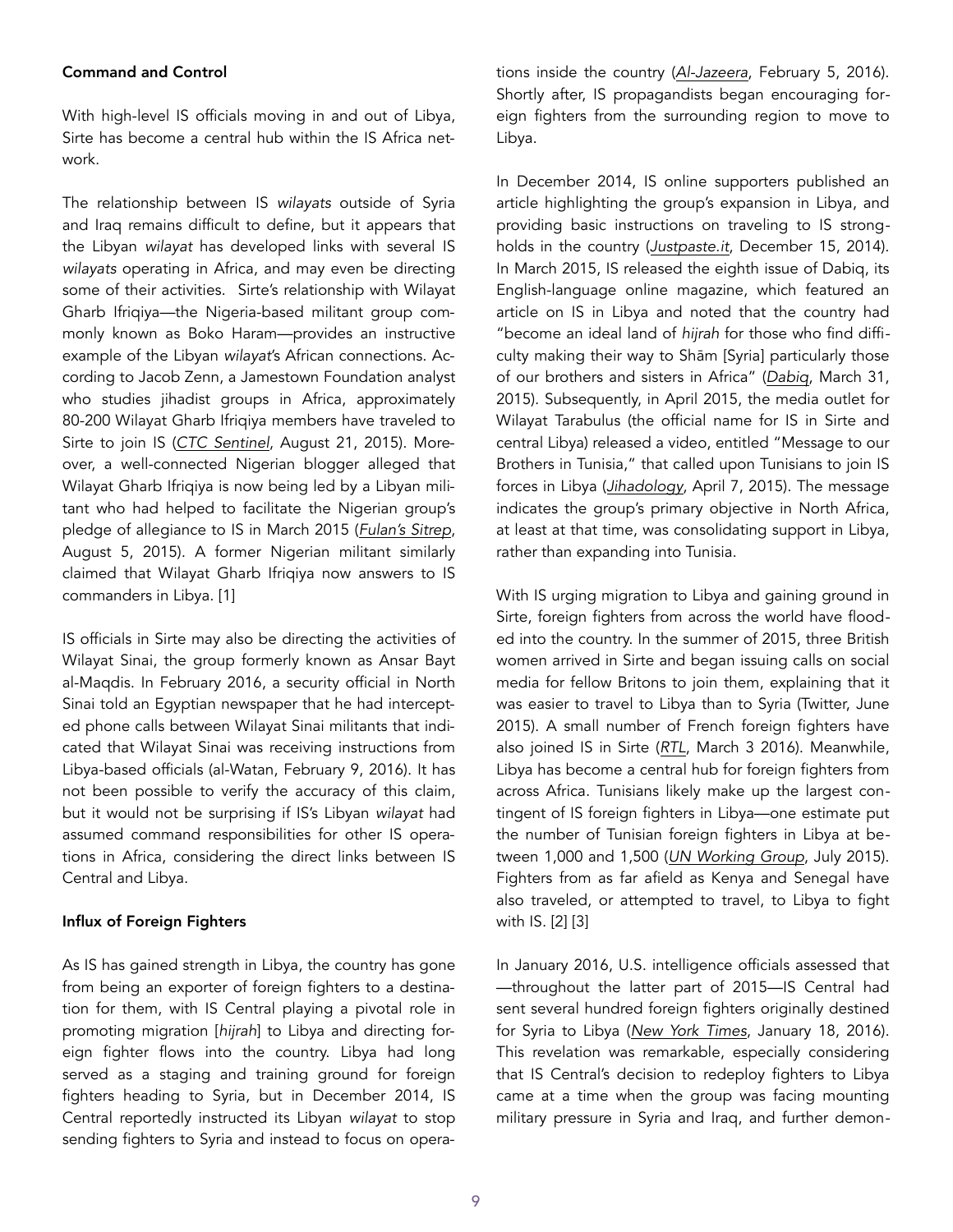### Command and Control

With high-level IS officials moving in and out of Libya, Sirte has become a central hub within the IS Africa network.

The relationship between IS *wilayats* outside of Syria and Iraq remains difficult to define, but it appears that the Libyan *wilayat* has developed links with several IS *wilayats* operating in Africa, and may even be directing some of their activities. Sirte's relationship with Wilayat Gharb Ifriqiya—the Nigeria-based militant group commonly known as Boko Haram—provides an instructive example of the Libyan *wilayat*'s African connections. According to Jacob Zenn, a Jamestown Foundation analyst who studies jihadist groups in Africa, approximately 80-200 Wilayat Gharb Ifriqiya members have traveled to Sirte to join IS (*CTC Sentinel*, August 21, 2015). Moreover, a well-connected Nigerian blogger alleged that Wilayat Gharb Ifriqiya is now being led by a Libyan militant who had helped to facilitate the Nigerian group's pledge of allegiance to IS in March 2015 (*Fulan's Sitrep*, August 5, 2015). A former Nigerian militant similarly claimed that Wilayat Gharb Ifriqiya now answers to IS commanders in Libya. [1]

IS officials in Sirte may also be directing the activities of Wilayat Sinai, the group formerly known as Ansar Bayt al-Maqdis. In February 2016, a security official in North Sinai told an Egyptian newspaper that he had intercepted phone calls between Wilayat Sinai militants that indicated that Wilayat Sinai was receiving instructions from Libya-based officials (al-Watan, February 9, 2016). It has not been possible to verify the accuracy of this claim, but it would not be surprising if IS's Libyan *wilayat* had assumed command responsibilities for other IS operations in Africa, considering the direct links between IS Central and Libya.

### Influx of Foreign Fighters

As IS has gained strength in Libya, the country has gone from being an exporter of foreign fighters to a destination for them, with IS Central playing a pivotal role in promoting migration [*hijrah*] to Libya and directing foreign fighter flows into the country. Libya had long served as a staging and training ground for foreign fighters heading to Syria, but in December 2014, IS Central reportedly instructed its Libyan *wilayat* to stop sending fighters to Syria and instead to focus on operations inside the country (*Al-Jazeera*, February 5, 2016). Shortly after, IS propagandists began encouraging foreign fighters from the surrounding region to move to Libya.

In December 2014, IS online supporters published an article highlighting the group's expansion in Libya, and providing basic instructions on traveling to IS strongholds in the country (*Justpaste.it*, December 15, 2014). In March 2015, IS released the eighth issue of Dabiq, its English-language online magazine, which featured an article on IS in Libya and noted that the country had "become an ideal land of *hijrah* for those who find difficulty making their way to Shām [Syria] particularly those of our brothers and sisters in Africa" (*Dabiq*, March 31, 2015). Subsequently, in April 2015, the media outlet for Wilayat Tarabulus (the official name for IS in Sirte and central Libya) released a video, entitled "Message to our Brothers in Tunisia," that called upon Tunisians to join IS forces in Libya (*Jihadology*, April 7, 2015). The message indicates the group's primary objective in North Africa, at least at that time, was consolidating support in Libya, rather than expanding into Tunisia.

With IS urging migration to Libya and gaining ground in Sirte, foreign fighters from across the world have flooded into the country. In the summer of 2015, three British women arrived in Sirte and began issuing calls on social media for fellow Britons to join them, explaining that it was easier to travel to Libya than to Syria (Twitter, June 2015). A small number of French foreign fighters have also joined IS in Sirte (*RTL*, March 3 2016). Meanwhile, Libya has become a central hub for foreign fighters from across Africa. Tunisians likely make up the largest contingent of IS foreign fighters in Libya—one estimate put the number of Tunisian foreign fighters in Libya at between 1,000 and 1,500 (*UN Working Group*, July 2015). Fighters from as far afield as Kenya and Senegal have also traveled, or attempted to travel, to Libya to fight with IS. [2] [3]

In January 2016, U.S. intelligence officials assessed that —throughout the latter part of 2015—IS Central had sent several hundred foreign fighters originally destined for Syria to Libya (*New York Times*, January 18, 2016). This revelation was remarkable, especially considering that IS Central's decision to redeploy fighters to Libya came at a time when the group was facing mounting military pressure in Syria and Iraq, and further demon-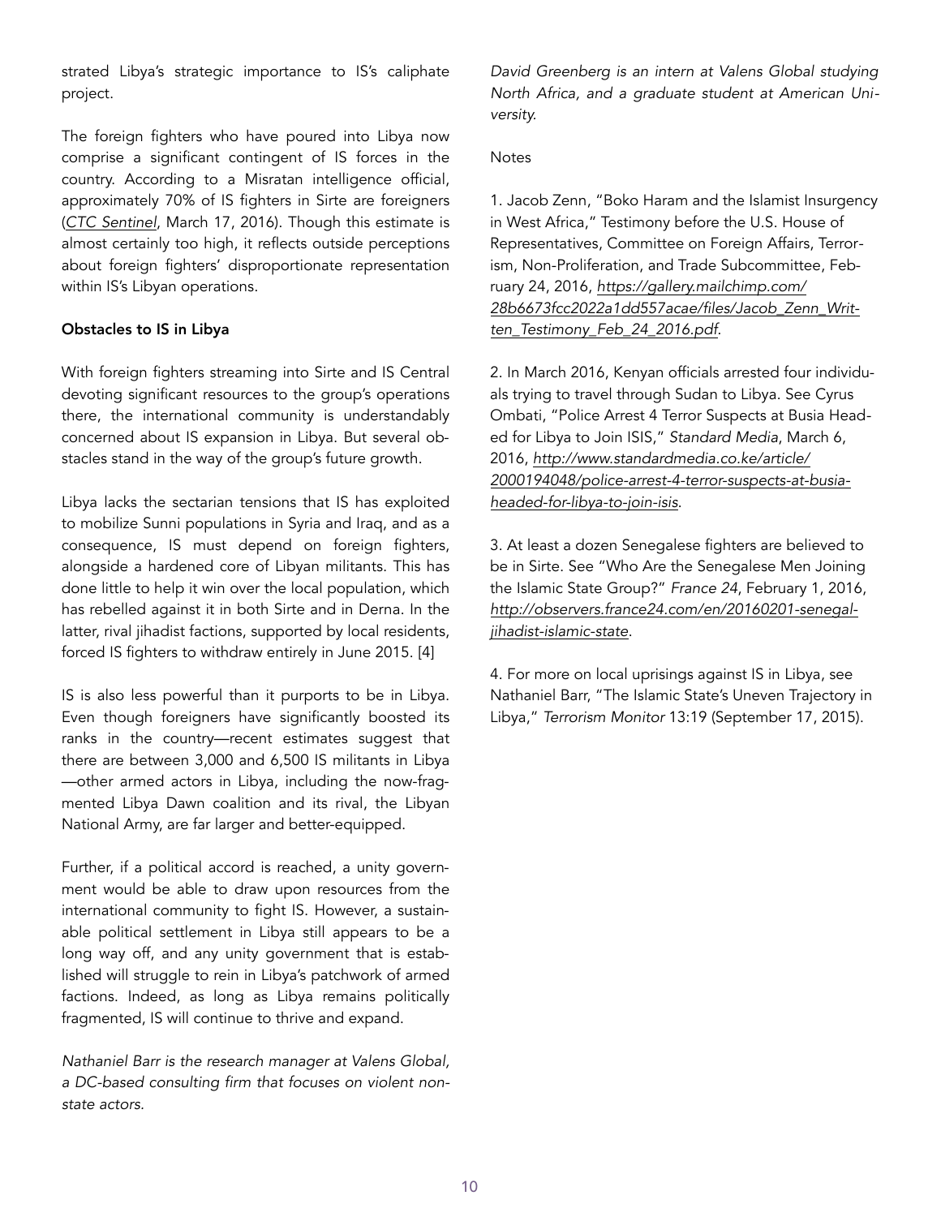strated Libya's strategic importance to IS's caliphate project.

The foreign fighters who have poured into Libya now comprise a significant contingent of IS forces in the country. According to a Misratan intelligence official, approximately 70% of IS fighters in Sirte are foreigners (*CTC Sentinel*, March 17, 2016). Though this estimate is almost certainly too high, it reflects outside perceptions about foreign fighters' disproportionate representation within IS's Libyan operations.

**Obstacles to IS in Libya**

With foreign fighters streaming into Sirte and IS Central devoting significant resources to the group's operations there, the international community is understandably concerned about IS expansion in Libya. But several obstacles stand in the way of the group's future growth.

Libya lacks the sectarian tensions that IS has exploited to mobilize Sunni populations in Syria and Iraq, and as a consequence, IS must depend on foreign fighters, alongside a hardened core of Libyan militants. This has done little to help it win over the local population, which has rebelled against it in both Sirte and in Derna. In the latter, rival jihadist factions, supported by local residents, forced IS fighters to withdraw entirely in June 2015. [4]

IS is also less powerful than it purports to be in Libya. Even though foreigners have significantly boosted its ranks in the country—recent estimates suggest that there are between 3,000 and 6,500 IS militants in Libya—other armed actors in Libya, including the now-fragmented Libya Dawn coalition and its rival, the Libyan National Army, are far larger and better-equipped.

Further, if a political accord is reached, a unity government would be able to draw upon resources from the international community to fight IS. However, a sustainable political settlement in Libya still appears to be a long way off, and any unity government that is established will struggle to rein in Libya's patchwork of armed factions. Indeed, as long as Libya remains politically fragmented, IS will continue to thrive and expand.

*Nathaniel Barr is the research manager at Valens Global, a DC-based consulting firm that focuses on violent non-state actors.*

*David Greenberg is an intern at Valens Global studying North Africa, and a graduate student at American University.*

Notes

1. Jacob Zenn, "Boko Haram and the Islamist Insurgency in West Africa," Testimony before the U.S. House of Representatives, Committee on Foreign Affairs, Terrorism, Non-Proliferation, and Trade Subcommittee, February 24, 2016, https://gallery.mailchimp.com/28b6673fcc2022a1dd557acae/files/Jacob_Zenn_Written_Testimony_Feb_24_2016.pdf.

2. In March 2016, Kenyan officials arrested four individuals trying to travel through Sudan to Libya. See Cyrus Ombati, "Police Arrest 4 Terror Suspects at Busia Headed for Libya to Join ISIS," *Standard Media*, March 6, 2016, http://www.standardmedia.co.ke/article/2000194048/police-arrest-4-terror-suspects-at-busia-headed-for-libya-to-join-isis.

3. At least a dozen Senegalese fighters are believed to be in Sirte. See "Who Are the Senegalese Men Joining the Islamic State Group?" *France 24*, February 1, 2016, http://observers.france24.com/en/20160201-senegal-jihadist-islamic-state.

4. For more on local uprisings against IS in Libya, see Nathaniel Barr, "The Islamic State's Uneven Trajectory in Libya," *Terrorism Monitor* 13:19 (September 17, 2015).